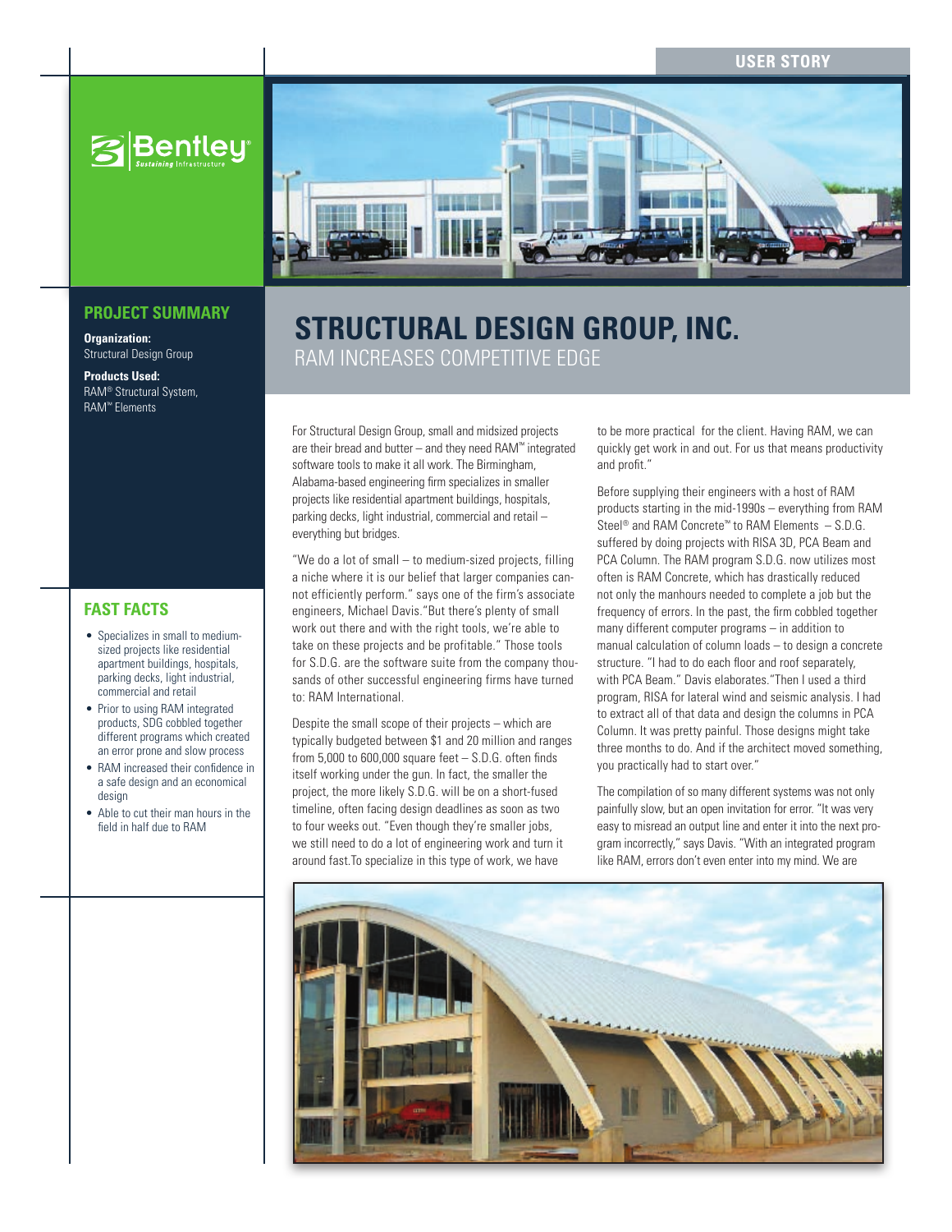USER STORY

## PROJECT SUMMARY

**Organization:**
Structural Design Group

**Products Used:**
RAM® Structural System, RAM™ Elements

## FAST FACTS

- Specializes in small to medium-sized projects like residential apartment buildings, hospitals, parking decks, light industrial, commercial and retail
- Prior to using RAM integrated products, SDG cobbled together different programs which created an error prone and slow process
- RAM increased their confidence in a safe design and an economical design
- Able to cut their man hours in the field in half due to RAM

# STRUCTURAL DESIGN GROUP, INC.

## RAM INCREASES COMPETITIVE EDGE

For Structural Design Group, small and midsized projects are their bread and butter – and they need RAM™ integrated software tools to make it all work. The Birmingham, Alabama-based engineering firm specializes in smaller projects like residential apartment buildings, hospitals, parking decks, light industrial, commercial and retail – everything but bridges.

"We do a lot of small – to medium-sized projects, filling a niche where it is our belief that larger companies cannot efficiently perform." says one of the firm's associate engineers, Michael Davis."But there's plenty of small work out there and with the right tools, we're able to take on these projects and be profitable." Those tools for S.D.G. are the software suite from the company thousands of other successful engineering firms have turned to: RAM International.

Despite the small scope of their projects – which are typically budgeted between $1 and 20 million and ranges from 5,000 to 600,000 square feet – S.D.G. often finds itself working under the gun. In fact, the smaller the project, the more likely S.D.G. will be on a short-fused timeline, often facing design deadlines as soon as two to four weeks out. "Even though they're smaller jobs, we still need to do a lot of engineering work and turn it around fast.To specialize in this type of work, we have to be more practical for the client. Having RAM, we can quickly get work in and out. For us that means productivity and profit."

Before supplying their engineers with a host of RAM products starting in the mid-1990s – everything from RAM Steel® and RAM Concrete™ to RAM Elements – S.D.G. suffered by doing projects with RISA 3D, PCA Beam and PCA Column. The RAM program S.D.G. now utilizes most often is RAM Concrete, which has drastically reduced not only the manhours needed to complete a job but the frequency of errors. In the past, the firm cobbled together many different computer programs – in addition to manual calculation of column loads – to design a concrete structure. "I had to do each floor and roof separately, with PCA Beam." Davis elaborates."Then I used a third program, RISA for lateral wind and seismic analysis. I had to extract all of that data and design the columns in PCA Column. It was pretty painful. Those designs might take three months to do. And if the architect moved something, you practically had to start over."

The compilation of so many different systems was not only painfully slow, but an open invitation for error. "It was very easy to misread an output line and enter it into the next program incorrectly," says Davis. "With an integrated program like RAM, errors don't even enter into my mind. We are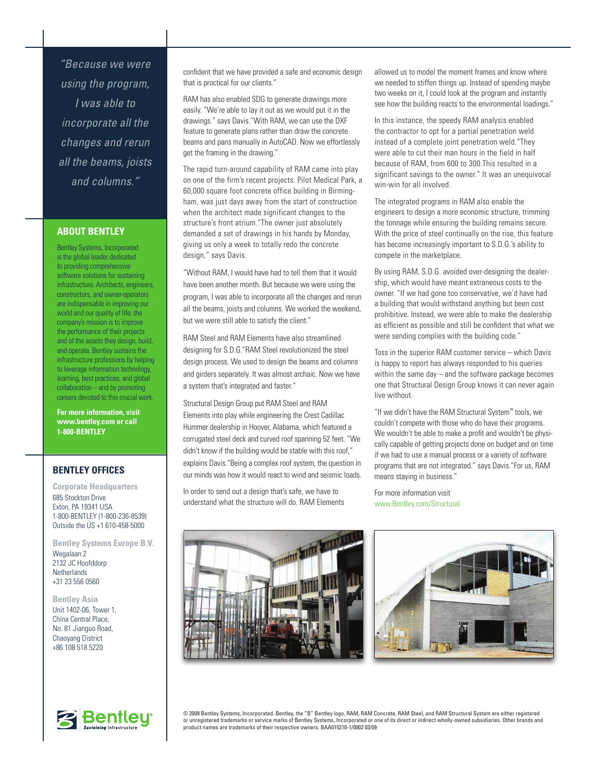*"Because we were using the program, I was able to incorporate all the changes and rerun all the beams, joists and columns."*

## ABOUT BENTLEY

Bentley Systems, Incorporated is the global leader dedicated to providing comprehensive software solutions for sustaining infrastructure. Architects, engineers, constructors, and owner-operators are indispensable in improving our world and our quality of life; the company's mission is to improve the performance of their projects and of the assets they design, build, and operate. Bentley sustains the infrastructure professions by helping to leverage information technology, learning, best practices, and global collaboration – and by promoting careers devoted to this crucial work.

**For more information, visit www.bentley.com or call 1-800-BENTLEY**

## BENTLEY OFFICES

**Corporate Headquarters**
685 Stockton Drive
Exton, PA 19341 USA
1-800-BENTLEY (1-800-236-8539)
Outside the US +1 610-458-5000

**Bentley Systems Europe B.V.**
Wegalaan 2
2132 JC Hoofddorp
Netherlands
+31 23 556 0560

**Bentley Asia**
Unit 1402-06, Tower 1,
China Central Place,
No. 81 Jianguo Road,
Chaoyang District
+86 108 518 5220

confident that we have provided a safe and economic design that is proctical for our clients."

RAM has also enabled SDG to generate drawings more easily. "We're able to lay it out as we would put it in the drawings." says Davis."With RAM, we can use the DXF feature to generate plans rather than draw the concrete beams and pans manually in AutoCAD. Now we effortlessly get the framing in the drawing."

The rapid turn-around capability of RAM came into play on one of the firm's recent projects. Pilot Medical Park, a 60,000 square foot concrete office building in Birmingham, was just days away from the start of construction when the architect made significant changes to the structure's front atrium."The owner just absolutely demanded a set of drawings in his hands by Monday, giving us only a week to totally redo the concrete design," says Davis.

"Without RAM, I would have had to tell them that it would have been another month. But because we were using the program, I was able to incorporate all the changes and rerun all the beams, joists and columns. We worked the weekend, but we were still able to satisfy the client."

RAM Steel and RAM Elements have also streamlined designing for S.D.G."RAM Steel revolutionized the steel design process. We used to design the beams and columns and girders separately. It was almost archaic. Now we have a system that's integrated and faster."

Structural Design Group put RAM Steel and RAM Elements into play while engineering the Crest Cadillac Hummer dealership in Hoover, Alabama, which featured a corrugated steel deck and curved roof spanning 52 feet. "We didn't know if the building would be stable with this roof," explains Davis."Being a complex roof system, the question in our minds was how it would react to wind and seismic loads.

In order to send out a design that's safe, we have to understand what the structure will do. RAM Elements allowed us to model the moment frames and know where we needed to stiffen things up. Instead of spending maybe two weeks on it, I could look at the program and instantly see how the building reacts to the environmental loadings."

In this instance, the speedy RAM analysis enabled the contractor to opt for a partial penetration weld instead of a complete joint penetration weld."They were able to cut their man hours in the field in half because of RAM, from 600 to 300.This resulted in a significant savings to the owner." It was an unequivocal win-win for all involved.

The integrated programs in RAM also enable the engineers to design a more economic structure, trimming the tonnage while ensuring the building remains secure. With the price of steel continually on the rise, this feature has become increasingly important to S.D.G.'s ability to compete in the marketplace.

By using RAM, S.D.G. avoided over-designing the dealership, which would have meant extraneous costs to the owner. "If we had gone too conservative, we'd have had a building that would withstand anything but been cost prohibitive. Instead, we were able to make the dealership as efficient as possible and still be confident that what we were sending complies with the building code."

Toss in the superior RAM customer service – which Davis is happy to report has always responded to his queries within the same day – and the software package becomes one that Structural Design Group knows it can never again live without.

"If we didn't have the RAM Structural System™ tools, we couldn't compete with those who do have their programs. We wouldn't be able to make a profit and wouldn't be physically capable of getting projects done on budget and on time if we had to use a manual process or a variety of software programs that are not integrated." says Davis."For us, RAM means staying in business."

For more information visit www.Bentley.com/Structural

© 2009 Bentley Systems, Incorporated. Bentley, the "B" Bentley logo, RAM, RAM Concrete, RAM Steel, and RAM Structural System are either registered or unregistered trademarks or service marks of Bentley Systems, Incorporated or one of its direct or indirect wholly-owned subsidiaries. Other brands and product names are trademarks of their respective owners. BAA015210-1/0002 03/09